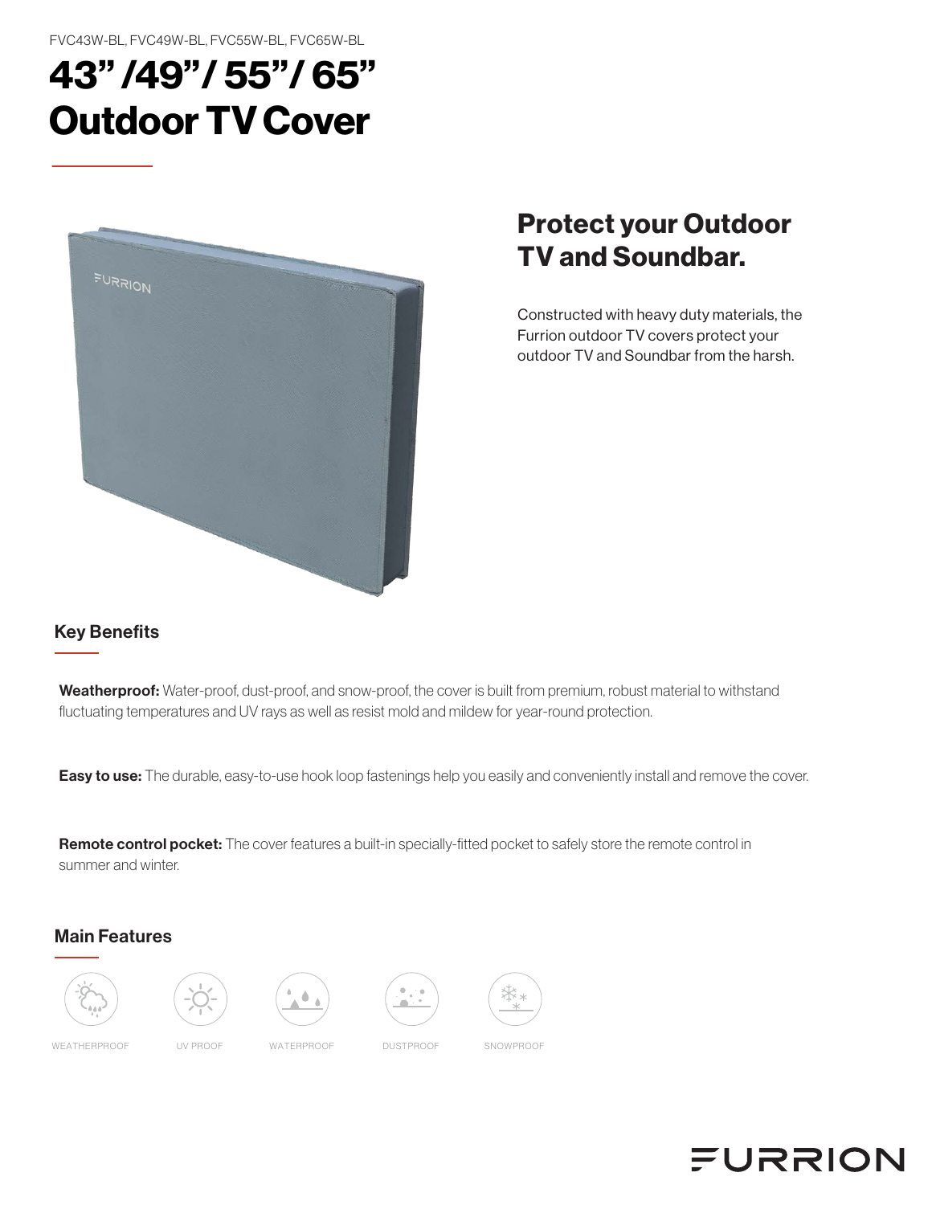FVC43W-BL, FVC49W-BL, FVC55W-BL, FVC65W-BL

# 43" /49" / 55" / 65" Outdoor TV Cover

## Protect your Outdoor TV and Soundbar.

Constructed with heavy duty materials, the Furrion outdoor TV covers protect your outdoor TV and Soundbar from the harsh.

### Key Benefits

**Weatherproof:** Water-proof, dust-proof, and snow-proof, the cover is built from premium, robust material to withstand fluctuating temperatures and UV rays as well as resist mold and mildew for year-round protection.

**Easy to use:** The durable, easy-to-use hook loop fastenings help you easily and conveniently install and remove the cover.

**Remote control pocket:** The cover features a built-in specially-fitted pocket to safely store the remote control in summer and winter.

### Main Features

WEATHERPROOF

UV PROOF

WATERPROOF

DUSTPROOF

SNOWPROOF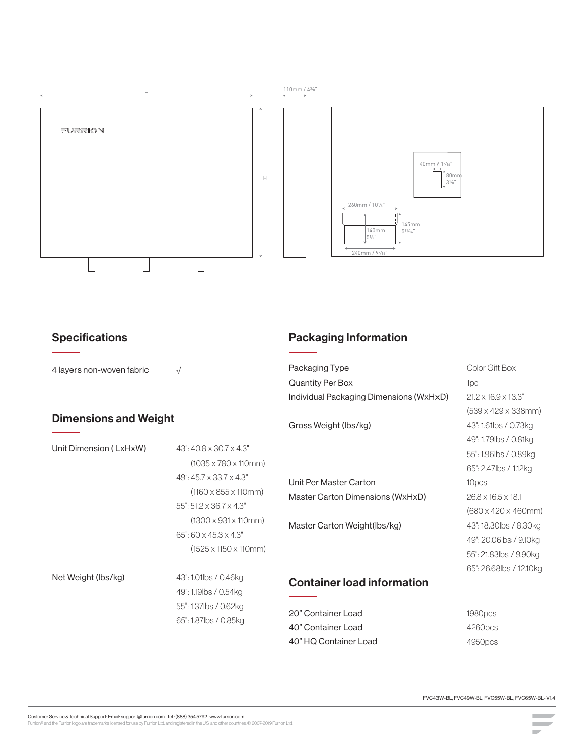L

H

110mm / 4⅜"

40mm / 1⁹⁄₁₆"

80mm 3⅛"

260mm / 10¼"

145mm 5¹¹⁄₁₆"

140mm 5½"

240mm / 9⁷⁄₁₆"

## Specifications

| | |
|---|---|
| 4 layers non-woven fabric | √ |

## Dimensions and Weight

| | |
|---|---|
| Unit Dimension ( LxHxW) | 43": 40.8 x 30.7 x 4.3" (1035 x 780 x 110mm) |
| | 49": 45.7 x 33.7 x 4.3" (1160 x 855 x 110mm) |
| | 55": 51.2 x 36.7 x 4.3" (1300 x 931 x 110mm) |
| | 65": 60 x 45.3 x 4.3" (1525 x 1150 x 110mm) |
| Net Weight (lbs/kg) | 43": 1.01lbs / 0.46kg |
| | 49": 1.19lbs / 0.54kg |
| | 55": 1.37lbs / 0.62kg |
| | 65": 1.87lbs / 0.85kg |

## Packaging Information

| | |
|---|---|
| Packaging Type | Color Gift Box |
| Quantity Per Box | 1pc |
| Individual Packaging Dimensions (WxHxD) | 21.2 x 16.9 x 13.3" (539 x 429 x 338mm) |
| Gross Weight (lbs/kg) | 43": 1.61lbs / 0.73kg |
| | 49": 1.79lbs / 0.81kg |
| | 55": 1.96lbs / 0.89kg |
| | 65": 2.47lbs / 1.12kg |
| Unit Per Master Carton | 10pcs |
| Master Carton Dimensions (WxHxD) | 26.8 x 16.5 x 18.1" (680 x 420 x 460mm) |
| Master Carton Weight(lbs/kg) | 43": 18.30lbs / 8.30kg |
| | 49": 20.06lbs / 9.10kg |
| | 55": 21.83lbs / 9.90kg |
| | 65": 26.68lbs / 12.10kg |

## Container load information

| | |
|---|---|
| 20" Container Load | 1980pcs |
| 40" Container Load | 4260pcs |
| 40" HQ Container Load | 4950pcs |

FVC43W-BL, FVC49W-BL, FVC55W-BL, FVC65W-BL- V1.4

Customer Service & Technical Support: Email: support@furrion.com Tel : (888) 354 5792 www.furrion.com

Furrion® and the Furrion logo are trademarks licensed for use by Furrion Ltd. and registered in the U.S. and other countries. © 2007-2019 Furrion Ltd.